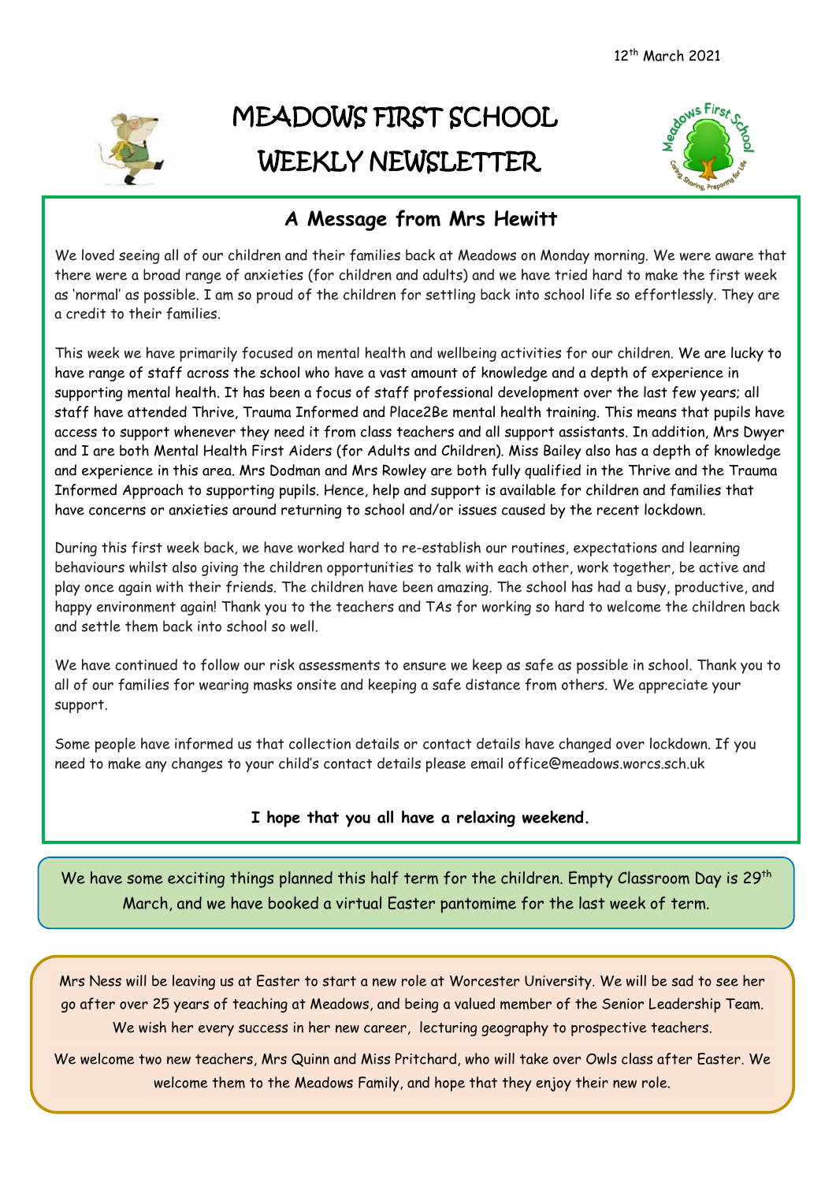12th March 2021

# MEADOWS FIRST SCHOOL WEEKLY NEWSLETTER

## A Message from Mrs Hewitt

We loved seeing all of our children and their families back at Meadows on Monday morning. We were aware that there were a broad range of anxieties (for children and adults) and we have tried hard to make the first week as 'normal' as possible. I am so proud of the children for settling back into school life so effortlessly. They are a credit to their families.

This week we have primarily focused on mental health and wellbeing activities for our children. We are lucky to have range of staff across the school who have a vast amount of knowledge and a depth of experience in supporting mental health. It has been a focus of staff professional development over the last few years; all staff have attended Thrive, Trauma Informed and Place2Be mental health training. This means that pupils have access to support whenever they need it from class teachers and all support assistants. In addition, Mrs Dwyer and I are both Mental Health First Aiders (for Adults and Children). Miss Bailey also has a depth of knowledge and experience in this area. Mrs Dodman and Mrs Rowley are both fully qualified in the Thrive and the Trauma Informed Approach to supporting pupils. Hence, help and support is available for children and families that have concerns or anxieties around returning to school and/or issues caused by the recent lockdown.

During this first week back, we have worked hard to re-establish our routines, expectations and learning behaviours whilst also giving the children opportunities to talk with each other, work together, be active and play once again with their friends. The children have been amazing. The school has had a busy, productive, and happy environment again! Thank you to the teachers and TAs for working so hard to welcome the children back and settle them back into school so well.

We have continued to follow our risk assessments to ensure we keep as safe as possible in school. Thank you to all of our families for wearing masks onsite and keeping a safe distance from others. We appreciate your support.

Some people have informed us that collection details or contact details have changed over lockdown. If you need to make any changes to your child's contact details please email office@meadows.worcs.sch.uk

**I hope that you all have a relaxing weekend.**

We have some exciting things planned this half term for the children. Empty Classroom Day is 29th March, and we have booked a virtual Easter pantomime for the last week of term.

Mrs Ness will be leaving us at Easter to start a new role at Worcester University. We will be sad to see her go after over 25 years of teaching at Meadows, and being a valued member of the Senior Leadership Team. We wish her every success in her new career, lecturing geography to prospective teachers.

We welcome two new teachers, Mrs Quinn and Miss Pritchard, who will take over Owls class after Easter. We welcome them to the Meadows Family, and hope that they enjoy their new role.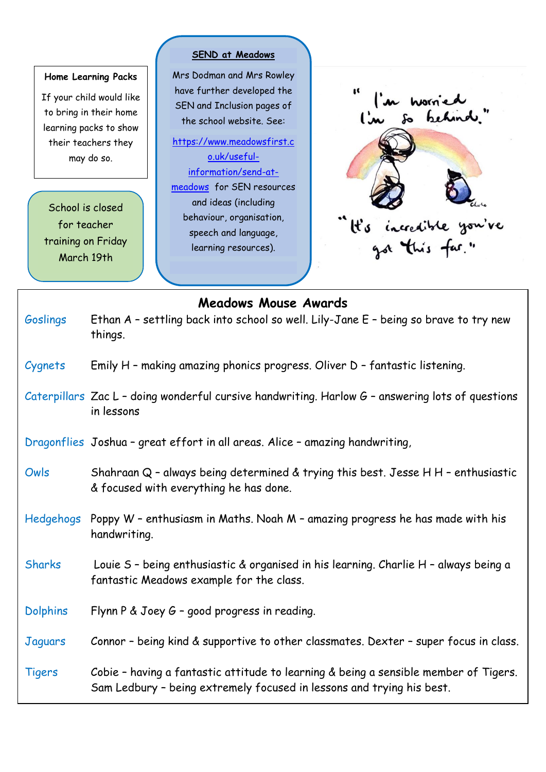**Home Learning Packs**

If your child would like to bring in their home learning packs to show their teachers they may do so.

School is closed for teacher training on Friday March 19th

**SEND at Meadows**

Mrs Dodman and Mrs Rowley have further developed the SEN and Inclusion pages of the school website. See:

https://www.meadowsfirst.co.uk/useful-information/send-at-meadows for SEN resources and ideas (including behaviour, organisation, speech and language, learning resources).

"I'm worried I'm so behind."

"It's incredible you've got this far."

## Meadows Mouse Awards

| | |
|---|---|
| Goslings | Ethan A – settling back into school so well. Lily-Jane E – being so brave to try new things. |
| Cygnets | Emily H – making amazing phonics progress. Oliver D – fantastic listening. |
| Caterpillars | Zac L – doing wonderful cursive handwriting. Harlow G – answering lots of questions in lessons |
| Dragonflies | Joshua – great effort in all areas. Alice – amazing handwriting, |
| Owls | Shahraan Q – always being determined & trying this best. Jesse H H – enthusiastic & focused with everything he has done. |
| Hedgehogs | Poppy W – enthusiasm in Maths. Noah M – amazing progress he has made with his handwriting. |
| Sharks | Louie S – being enthusiastic & organised in his learning. Charlie H – always being a fantastic Meadows example for the class. |
| Dolphins | Flynn P & Joey G – good progress in reading. |
| Jaguars | Connor – being kind & supportive to other classmates. Dexter – super focus in class. |
| Tigers | Cobie – having a fantastic attitude to learning & being a sensible member of Tigers. Sam Ledbury – being extremely focused in lessons and trying his best. |